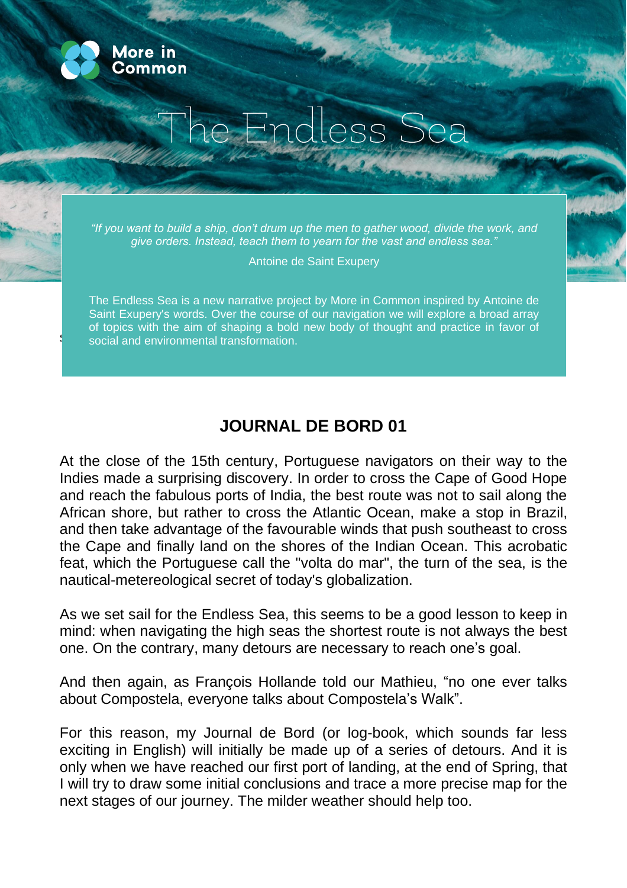More in Common

# The Endless Sea

*"If you want to build a ship, don't drum up the men to gather wood, divide the work, and give orders. Instead, teach them to yearn for the vast and endless sea."*

Antoine de Saint Exupery

The Endless Sea is a new narrative project by More in Common inspired by Antoine de Saint Exupery's words. Over the course of our navigation we will explore a broad array of topics with the aim of shaping a bold new body of thought and practice in favor of social and environmental transformation.

## JOURNAL DE BORD 01

At the close of the 15th century, Portuguese navigators on their way to the Indies made a surprising discovery. In order to cross the Cape of Good Hope and reach the fabulous ports of India, the best route was not to sail along the African shore, but rather to cross the Atlantic Ocean, make a stop in Brazil, and then take advantage of the favourable winds that push southeast to cross the Cape and finally land on the shores of the Indian Ocean. This acrobatic feat, which the Portuguese call the "volta do mar", the turn of the sea, is the nautical-metereological secret of today's globalization.

As we set sail for the Endless Sea, this seems to be a good lesson to keep in mind: when navigating the high seas the shortest route is not always the best one. On the contrary, many detours are necessary to reach one's goal.

And then again, as François Hollande told our Mathieu, "no one ever talks about Compostela, everyone talks about Compostela's Walk".

For this reason, my Journal de Bord (or log-book, which sounds far less exciting in English) will initially be made up of a series of detours. And it is only when we have reached our first port of landing, at the end of Spring, that I will try to draw some initial conclusions and trace a more precise map for the next stages of our journey. The milder weather should help too.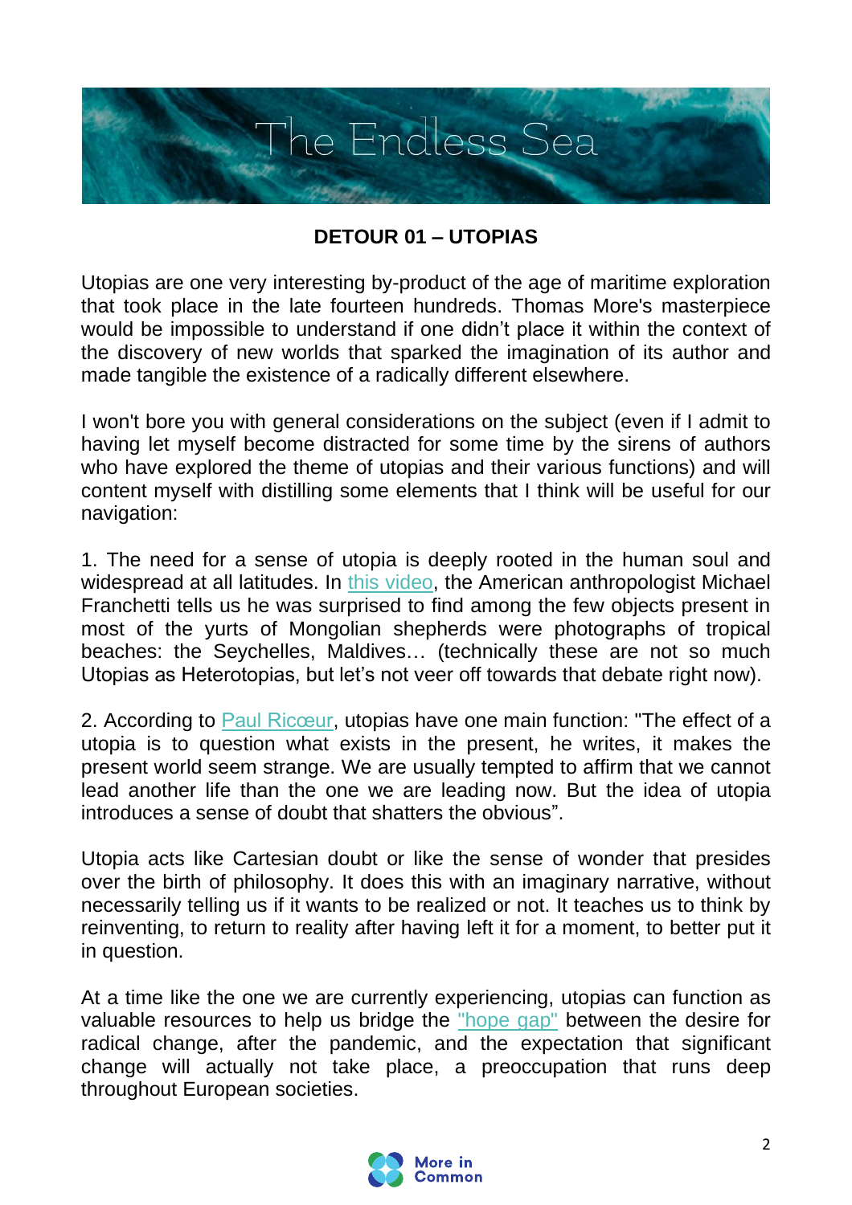# The Endless Sea

## DETOUR 01 – UTOPIAS

Utopias are one very interesting by-product of the age of maritime exploration that took place in the late fourteen hundreds. Thomas More's masterpiece would be impossible to understand if one didn't place it within the context of the discovery of new worlds that sparked the imagination of its author and made tangible the existence of a radically different elsewhere.

I won't bore you with general considerations on the subject (even if I admit to having let myself become distracted for some time by the sirens of authors who have explored the theme of utopias and their various functions) and will content myself with distilling some elements that I think will be useful for our navigation:

1. The need for a sense of utopia is deeply rooted in the human soul and widespread at all latitudes. In [this video](), the American anthropologist Michael Franchetti tells us he was surprised to find among the few objects present in most of the yurts of Mongolian shepherds were photographs of tropical beaches: the Seychelles, Maldives… (technically these are not so much Utopias as Heterotopias, but let's not veer off towards that debate right now).

2. According to [Paul Ricœur](), utopias have one main function: "The effect of a utopia is to question what exists in the present, he writes, it makes the present world seem strange. We are usually tempted to affirm that we cannot lead another life than the one we are leading now. But the idea of utopia introduces a sense of doubt that shatters the obvious".

Utopia acts like Cartesian doubt or like the sense of wonder that presides over the birth of philosophy. It does this with an imaginary narrative, without necessarily telling us if it wants to be realized or not. It teaches us to think by reinventing, to return to reality after having left it for a moment, to better put it in question.

At a time like the one we are currently experiencing, utopias can function as valuable resources to help us bridge the ["hope gap"]() between the desire for radical change, after the pandemic, and the expectation that significant change will actually not take place, a preoccupation that runs deep throughout European societies.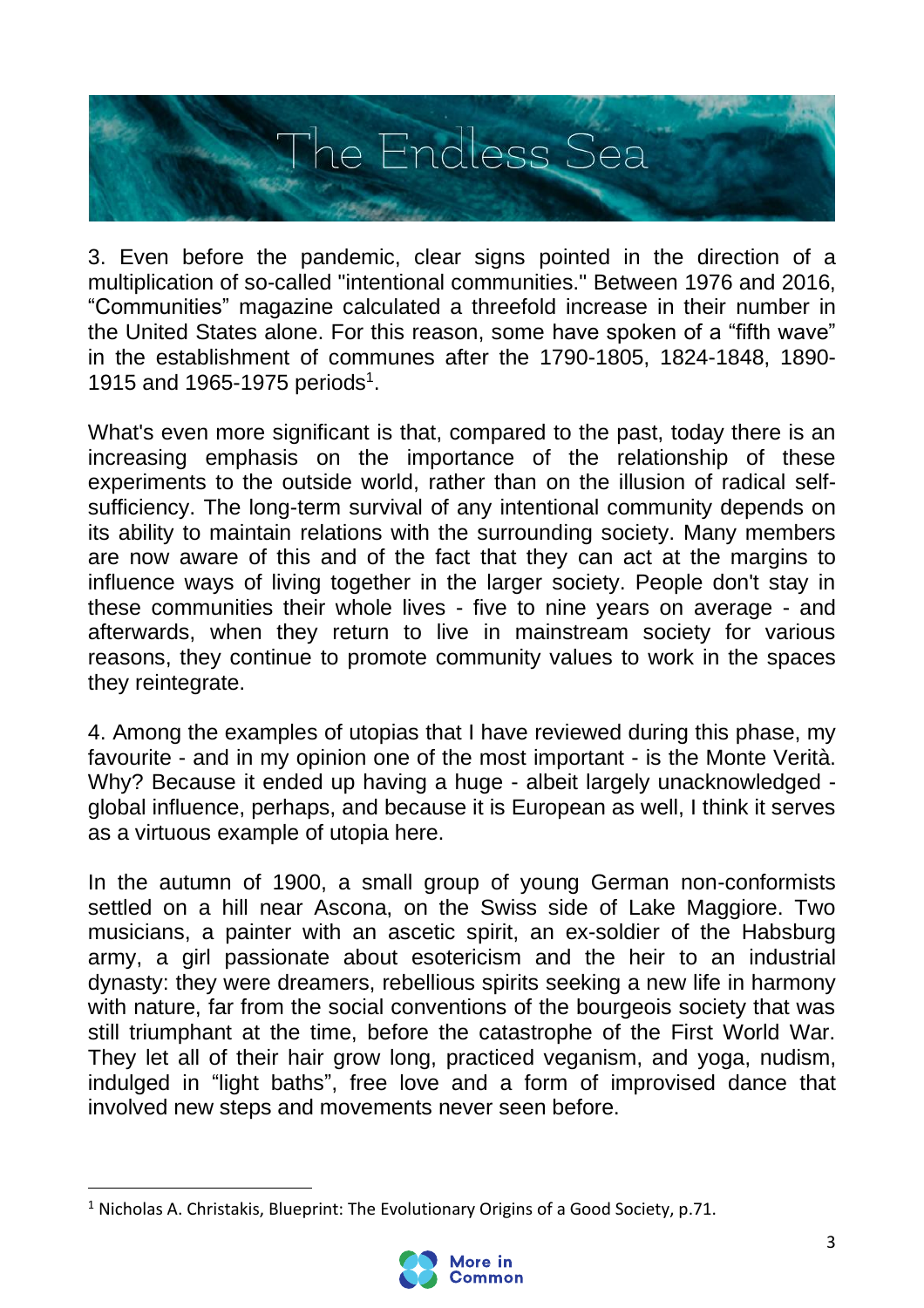# The Endless Sea

3. Even before the pandemic, clear signs pointed in the direction of a multiplication of so-called "intentional communities." Between 1976 and 2016, “Communities” magazine calculated a threefold increase in their number in the United States alone. For this reason, some have spoken of a “fifth wave” in the establishment of communes after the 1790-1805, 1824-1848, 1890-1915 and 1965-1975 periods[1].

What's even more significant is that, compared to the past, today there is an increasing emphasis on the importance of the relationship of these experiments to the outside world, rather than on the illusion of radical self-sufficiency. The long-term survival of any intentional community depends on its ability to maintain relations with the surrounding society. Many members are now aware of this and of the fact that they can act at the margins to influence ways of living together in the larger society. People don't stay in these communities their whole lives - five to nine years on average - and afterwards, when they return to live in mainstream society for various reasons, they continue to promote community values to work in the spaces they reintegrate.

4. Among the examples of utopias that I have reviewed during this phase, my favourite - and in my opinion one of the most important - is the Monte Verità. Why? Because it ended up having a huge - albeit largely unacknowledged - global influence, perhaps, and because it is European as well, I think it serves as a virtuous example of utopia here.

In the autumn of 1900, a small group of young German non-conformists settled on a hill near Ascona, on the Swiss side of Lake Maggiore. Two musicians, a painter with an ascetic spirit, an ex-soldier of the Habsburg army, a girl passionate about esotericism and the heir to an industrial dynasty: they were dreamers, rebellious spirits seeking a new life in harmony with nature, far from the social conventions of the bourgeois society that was still triumphant at the time, before the catastrophe of the First World War. They let all of their hair grow long, practiced veganism, and yoga, nudism, indulged in “light baths”, free love and a form of improvised dance that involved new steps and movements never seen before.

[1] Nicholas A. Christakis, Blueprint: The Evolutionary Origins of a Good Society, p.71.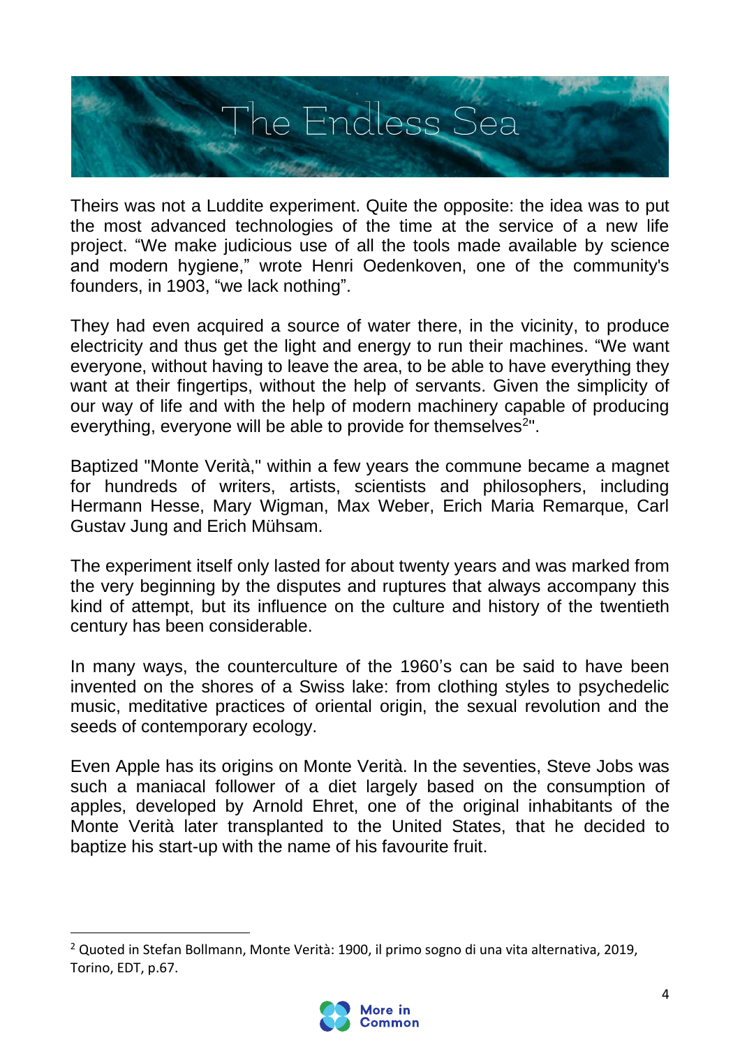# The Endless Sea

Theirs was not a Luddite experiment. Quite the opposite: the idea was to put the most advanced technologies of the time at the service of a new life project. "We make judicious use of all the tools made available by science and modern hygiene," wrote Henri Oedenkoven, one of the community's founders, in 1903, "we lack nothing".

They had even acquired a source of water there, in the vicinity, to produce electricity and thus get the light and energy to run their machines. "We want everyone, without having to leave the area, to be able to have everything they want at their fingertips, without the help of servants. Given the simplicity of our way of life and with the help of modern machinery capable of producing everything, everyone will be able to provide for themselves[2]".

Baptized "Monte Verità," within a few years the commune became a magnet for hundreds of writers, artists, scientists and philosophers, including Hermann Hesse, Mary Wigman, Max Weber, Erich Maria Remarque, Carl Gustav Jung and Erich Mühsam.

The experiment itself only lasted for about twenty years and was marked from the very beginning by the disputes and ruptures that always accompany this kind of attempt, but its influence on the culture and history of the twentieth century has been considerable.

In many ways, the counterculture of the 1960's can be said to have been invented on the shores of a Swiss lake: from clothing styles to psychedelic music, meditative practices of oriental origin, the sexual revolution and the seeds of contemporary ecology.

Even Apple has its origins on Monte Verità. In the seventies, Steve Jobs was such a maniacal follower of a diet largely based on the consumption of apples, developed by Arnold Ehret, one of the original inhabitants of the Monte Verità later transplanted to the United States, that he decided to baptize his start-up with the name of his favourite fruit.

[2] Quoted in Stefan Bollmann, Monte Verità: 1900, il primo sogno di una vita alternativa, 2019, Torino, EDT, p.67.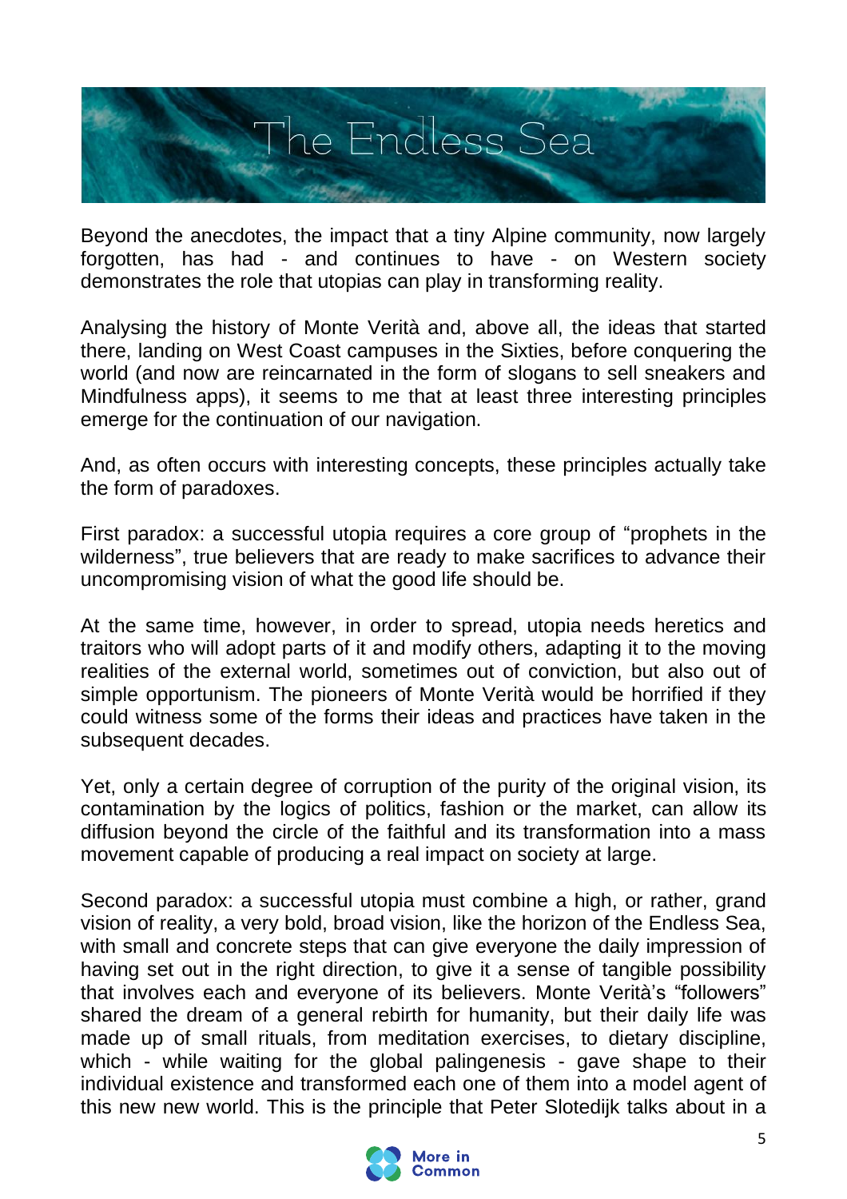# The Endless Sea

Beyond the anecdotes, the impact that a tiny Alpine community, now largely forgotten, has had - and continues to have - on Western society demonstrates the role that utopias can play in transforming reality.

Analysing the history of Monte Verità and, above all, the ideas that started there, landing on West Coast campuses in the Sixties, before conquering the world (and now are reincarnated in the form of slogans to sell sneakers and Mindfulness apps), it seems to me that at least three interesting principles emerge for the continuation of our navigation.

And, as often occurs with interesting concepts, these principles actually take the form of paradoxes.

First paradox: a successful utopia requires a core group of "prophets in the wilderness", true believers that are ready to make sacrifices to advance their uncompromising vision of what the good life should be.

At the same time, however, in order to spread, utopia needs heretics and traitors who will adopt parts of it and modify others, adapting it to the moving realities of the external world, sometimes out of conviction, but also out of simple opportunism. The pioneers of Monte Verità would be horrified if they could witness some of the forms their ideas and practices have taken in the subsequent decades.

Yet, only a certain degree of corruption of the purity of the original vision, its contamination by the logics of politics, fashion or the market, can allow its diffusion beyond the circle of the faithful and its transformation into a mass movement capable of producing a real impact on society at large.

Second paradox: a successful utopia must combine a high, or rather, grand vision of reality, a very bold, broad vision, like the horizon of the Endless Sea, with small and concrete steps that can give everyone the daily impression of having set out in the right direction, to give it a sense of tangible possibility that involves each and everyone of its believers. Monte Verità's "followers" shared the dream of a general rebirth for humanity, but their daily life was made up of small rituals, from meditation exercises, to dietary discipline, which - while waiting for the global palingenesis - gave shape to their individual existence and transformed each one of them into a model agent of this new new world. This is the principle that Peter Slotedijk talks about in a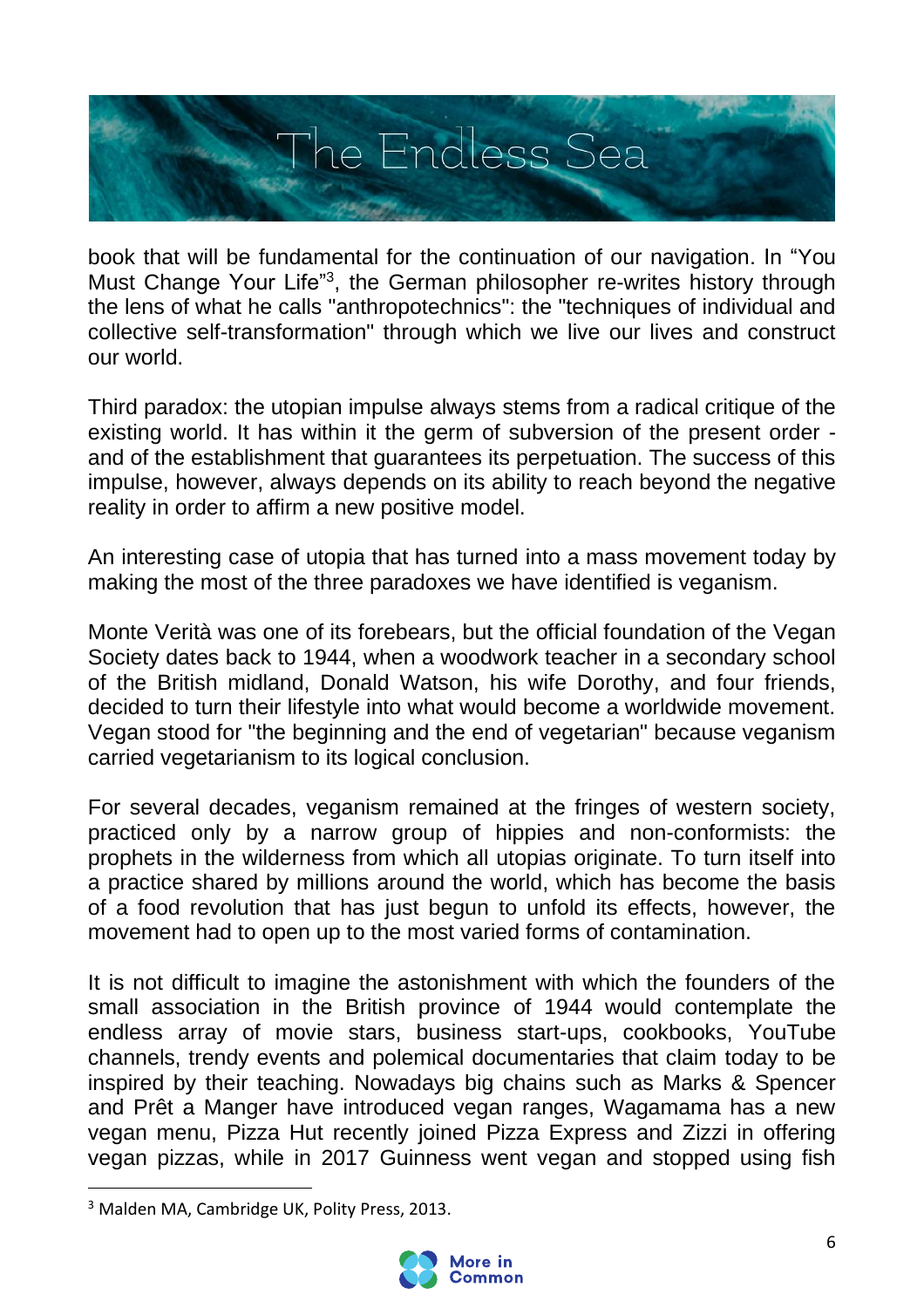book that will be fundamental for the continuation of our navigation. In "You Must Change Your Life"[3], the German philosopher re-writes history through the lens of what he calls "anthropotechnics": the "techniques of individual and collective self-transformation" through which we live our lives and construct our world.

Third paradox: the utopian impulse always stems from a radical critique of the existing world. It has within it the germ of subversion of the present order - and of the establishment that guarantees its perpetuation. The success of this impulse, however, always depends on its ability to reach beyond the negative reality in order to affirm a new positive model.

An interesting case of utopia that has turned into a mass movement today by making the most of the three paradoxes we have identified is veganism.

Monte Verità was one of its forebears, but the official foundation of the Vegan Society dates back to 1944, when a woodwork teacher in a secondary school of the British midland, Donald Watson, his wife Dorothy, and four friends, decided to turn their lifestyle into what would become a worldwide movement. Vegan stood for "the beginning and the end of vegetarian" because veganism carried vegetarianism to its logical conclusion.

For several decades, veganism remained at the fringes of western society, practiced only by a narrow group of hippies and non-conformists: the prophets in the wilderness from which all utopias originate. To turn itself into a practice shared by millions around the world, which has become the basis of a food revolution that has just begun to unfold its effects, however, the movement had to open up to the most varied forms of contamination.

It is not difficult to imagine the astonishment with which the founders of the small association in the British province of 1944 would contemplate the endless array of movie stars, business start-ups, cookbooks, YouTube channels, trendy events and polemical documentaries that claim today to be inspired by their teaching. Nowadays big chains such as Marks & Spencer and Prêt a Manger have introduced vegan ranges, Wagamama has a new vegan menu, Pizza Hut recently joined Pizza Express and Zizzi in offering vegan pizzas, while in 2017 Guinness went vegan and stopped using fish

[3] Malden MA, Cambridge UK, Polity Press, 2013.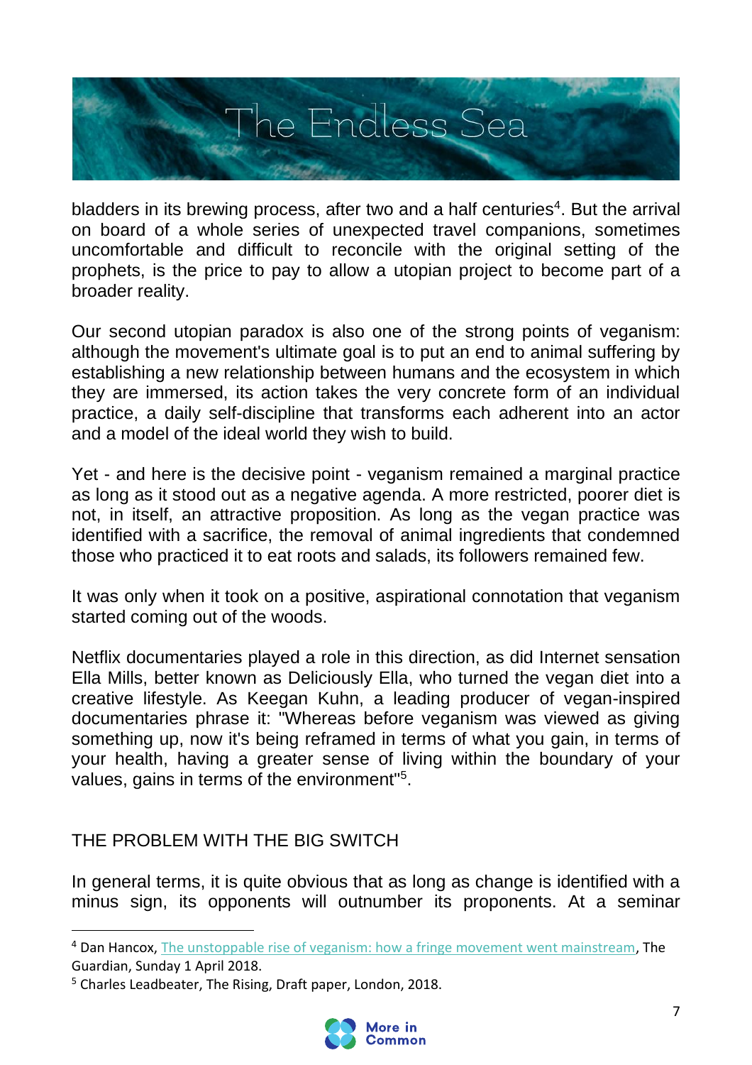bladders in its brewing process, after two and a half centuries[4]. But the arrival on board of a whole series of unexpected travel companions, sometimes uncomfortable and difficult to reconcile with the original setting of the prophets, is the price to pay to allow a utopian project to become part of a broader reality.

Our second utopian paradox is also one of the strong points of veganism: although the movement's ultimate goal is to put an end to animal suffering by establishing a new relationship between humans and the ecosystem in which they are immersed, its action takes the very concrete form of an individual practice, a daily self-discipline that transforms each adherent into an actor and a model of the ideal world they wish to build.

Yet - and here is the decisive point - veganism remained a marginal practice as long as it stood out as a negative agenda. A more restricted, poorer diet is not, in itself, an attractive proposition. As long as the vegan practice was identified with a sacrifice, the removal of animal ingredients that condemned those who practiced it to eat roots and salads, its followers remained few.

It was only when it took on a positive, aspirational connotation that veganism started coming out of the woods.

Netflix documentaries played a role in this direction, as did Internet sensation Ella Mills, better known as Deliciously Ella, who turned the vegan diet into a creative lifestyle. As Keegan Kuhn, a leading producer of vegan-inspired documentaries phrase it: "Whereas before veganism was viewed as giving something up, now it's being reframed in terms of what you gain, in terms of your health, having a greater sense of living within the boundary of your values, gains in terms of the environment"[5].

## THE PROBLEM WITH THE BIG SWITCH

In general terms, it is quite obvious that as long as change is identified with a minus sign, its opponents will outnumber its proponents. At a seminar

[4] Dan Hancox, The unstoppable rise of veganism: how a fringe movement went mainstream, The Guardian, Sunday 1 April 2018.

[5] Charles Leadbeater, The Rising, Draft paper, London, 2018.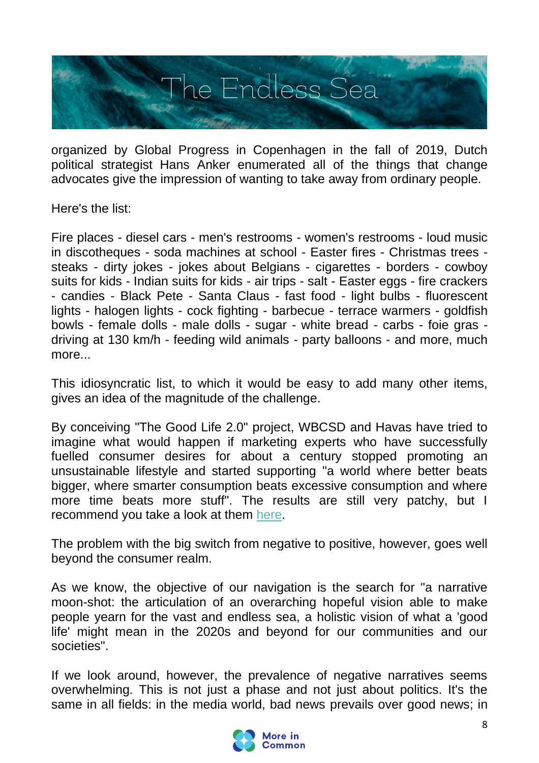# The Endless Sea

organized by Global Progress in Copenhagen in the fall of 2019, Dutch political strategist Hans Anker enumerated all of the things that change advocates give the impression of wanting to take away from ordinary people.

Here's the list:

Fire places - diesel cars - men's restrooms - women's restrooms - loud music in discotheques - soda machines at school - Easter fires - Christmas trees - steaks - dirty jokes - jokes about Belgians - cigarettes - borders - cowboy suits for kids - Indian suits for kids - air trips - salt - Easter eggs - fire crackers - candies - Black Pete - Santa Claus - fast food - light bulbs - fluorescent lights - halogen lights - cock fighting - barbecue - terrace warmers - goldfish bowls - female dolls - male dolls - sugar - white bread - carbs - foie gras - driving at 130 km/h - feeding wild animals - party balloons - and more, much more...

This idiosyncratic list, to which it would be easy to add many other items, gives an idea of the magnitude of the challenge.

By conceiving "The Good Life 2.0" project, WBCSD and Havas have tried to imagine what would happen if marketing experts who have successfully fuelled consumer desires for about a century stopped promoting an unsustainable lifestyle and started supporting "a world where better beats bigger, where smarter consumption beats excessive consumption and where more time beats more stuff". The results are still very patchy, but I recommend you take a look at them here.

The problem with the big switch from negative to positive, however, goes well beyond the consumer realm.

As we know, the objective of our navigation is the search for "a narrative moon-shot: the articulation of an overarching hopeful vision able to make people yearn for the vast and endless sea, a holistic vision of what a 'good life' might mean in the 2020s and beyond for our communities and our societies".

If we look around, however, the prevalence of negative narratives seems overwhelming. This is not just a phase and not just about politics. It's the same in all fields: in the media world, bad news prevails over good news; in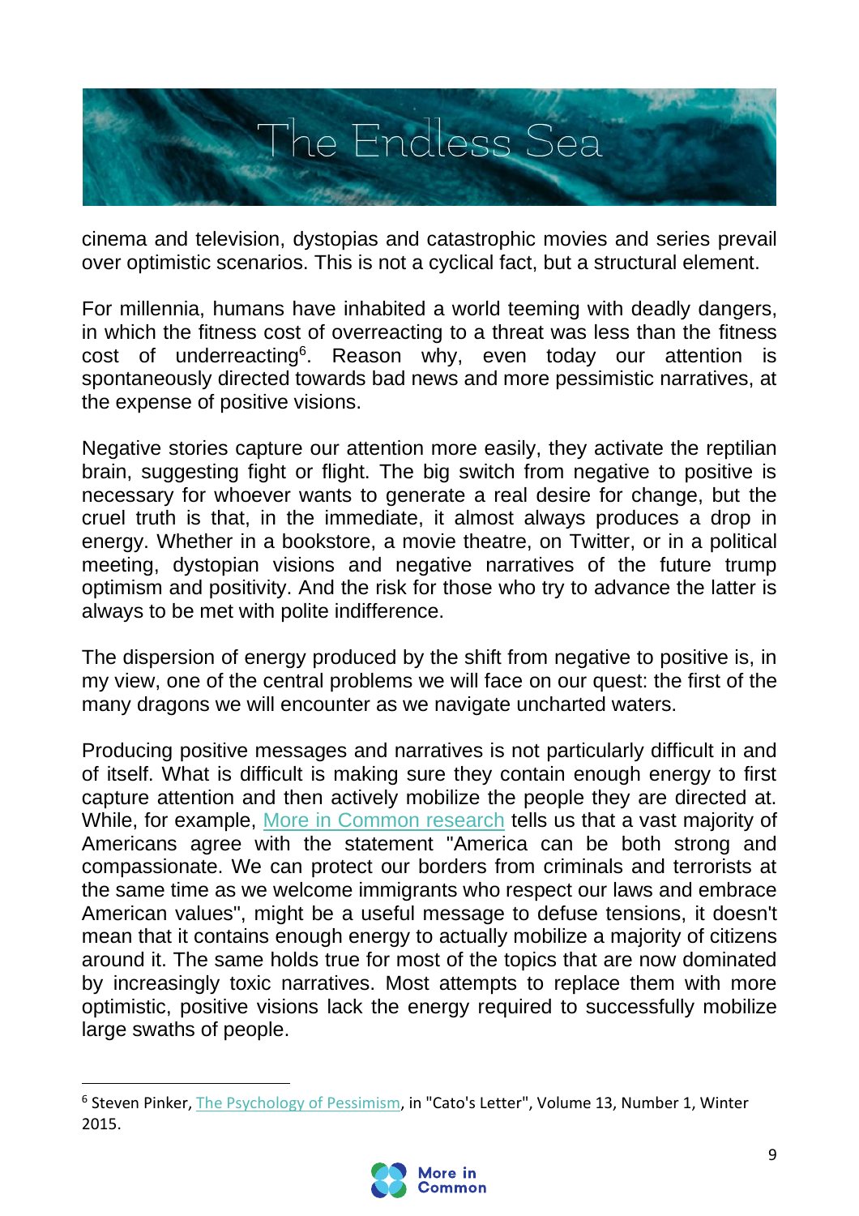cinema and television, dystopias and catastrophic movies and series prevail over optimistic scenarios. This is not a cyclical fact, but a structural element.

For millennia, humans have inhabited a world teeming with deadly dangers, in which the fitness cost of overreacting to a threat was less than the fitness cost of underreacting[6]. Reason why, even today our attention is spontaneously directed towards bad news and more pessimistic narratives, at the expense of positive visions.

Negative stories capture our attention more easily, they activate the reptilian brain, suggesting fight or flight. The big switch from negative to positive is necessary for whoever wants to generate a real desire for change, but the cruel truth is that, in the immediate, it almost always produces a drop in energy. Whether in a bookstore, a movie theatre, on Twitter, or in a political meeting, dystopian visions and negative narratives of the future trump optimism and positivity. And the risk for those who try to advance the latter is always to be met with polite indifference.

The dispersion of energy produced by the shift from negative to positive is, in my view, one of the central problems we will face on our quest: the first of the many dragons we will encounter as we navigate uncharted waters.

Producing positive messages and narratives is not particularly difficult in and of itself. What is difficult is making sure they contain enough energy to first capture attention and then actively mobilize the people they are directed at. While, for example, More in Common research tells us that a vast majority of Americans agree with the statement "America can be both strong and compassionate. We can protect our borders from criminals and terrorists at the same time as we welcome immigrants who respect our laws and embrace American values", might be a useful message to defuse tensions, it doesn't mean that it contains enough energy to actually mobilize a majority of citizens around it. The same holds true for most of the topics that are now dominated by increasingly toxic narratives. Most attempts to replace them with more optimistic, positive visions lack the energy required to successfully mobilize large swaths of people.

---

[6] Steven Pinker, The Psychology of Pessimism, in "Cato's Letter", Volume 13, Number 1, Winter 2015.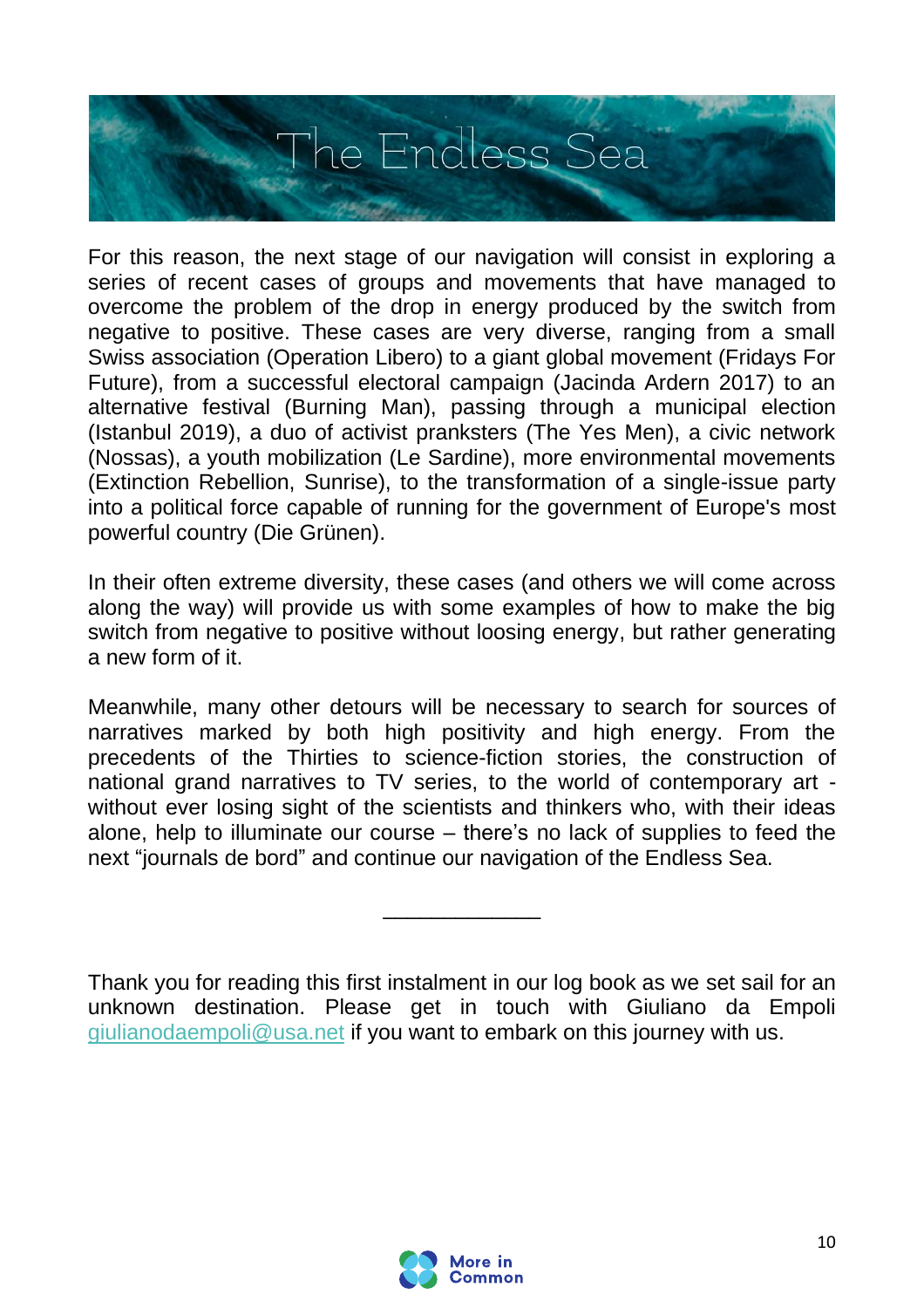# The Endless Sea

For this reason, the next stage of our navigation will consist in exploring a series of recent cases of groups and movements that have managed to overcome the problem of the drop in energy produced by the switch from negative to positive. These cases are very diverse, ranging from a small Swiss association (Operation Libero) to a giant global movement (Fridays For Future), from a successful electoral campaign (Jacinda Ardern 2017) to an alternative festival (Burning Man), passing through a municipal election (Istanbul 2019), a duo of activist pranksters (The Yes Men), a civic network (Nossas), a youth mobilization (Le Sardine), more environmental movements (Extinction Rebellion, Sunrise), to the transformation of a single-issue party into a political force capable of running for the government of Europe's most powerful country (Die Grünen).

In their often extreme diversity, these cases (and others we will come across along the way) will provide us with some examples of how to make the big switch from negative to positive without loosing energy, but rather generating a new form of it.

Meanwhile, many other detours will be necessary to search for sources of narratives marked by both high positivity and high energy. From the precedents of the Thirties to science-fiction stories, the construction of national grand narratives to TV series, to the world of contemporary art - without ever losing sight of the scientists and thinkers who, with their ideas alone, help to illuminate our course – there's no lack of supplies to feed the next "journals de bord" and continue our navigation of the Endless Sea.

---

Thank you for reading this first instalment in our log book as we set sail for an unknown destination. Please get in touch with Giuliano da Empoli giulianodaempoli@usa.net if you want to embark on this journey with us.

More in Common